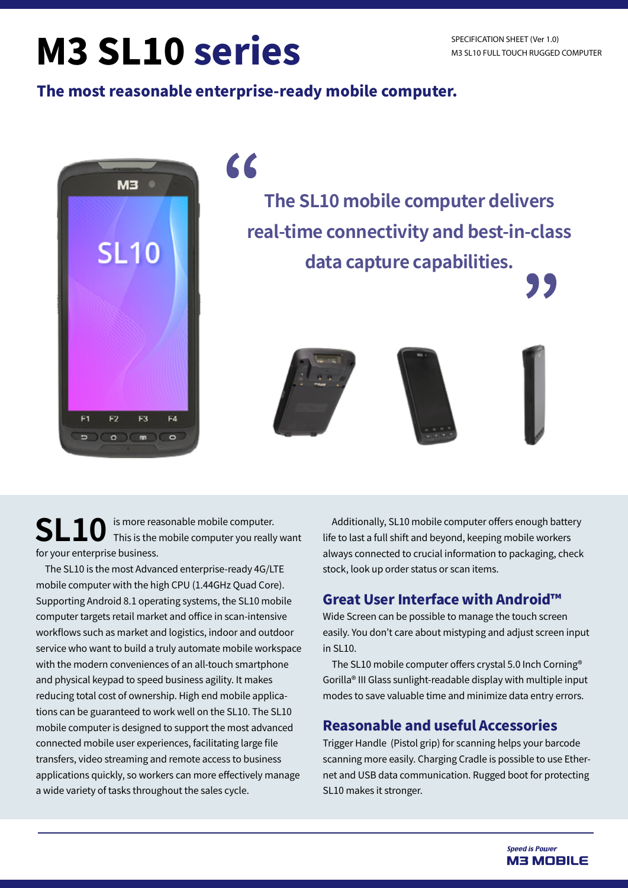# M3 SL10 series

SPECIFICATION SHEET (Ver 1.0)
M3 SL10 FULL TOUCH RUGGED COMPUTER

## The most reasonable enterprise-ready mobile computer.

> "The SL10 mobile computer delivers real-time connectivity and best-in-class data capture capabilities."

**SL10** is more reasonable mobile computer. This is the mobile computer you really want for your enterprise business.

The SL10 is the most Advanced enterprise-ready 4G/LTE mobile computer with the high CPU (1.44GHz Quad Core). Supporting Android 8.1 operating systems, the SL10 mobile computer targets retail market and office in scan-intensive workflows such as market and logistics, indoor and outdoor service who want to build a truly automate mobile workspace with the modern conveniences of an all-touch smartphone and physical keypad to speed business agility. It makes reducing total cost of ownership. High end mobile applications can be guaranteed to work well on the SL10. The SL10 mobile computer is designed to support the most advanced connected mobile user experiences, facilitating large file transfers, video streaming and remote access to business applications quickly, so workers can more effectively manage a wide variety of tasks throughout the sales cycle.

Additionally, SL10 mobile computer offers enough battery life to last a full shift and beyond, keeping mobile workers always connected to crucial information to packaging, check stock, look up order status or scan items.

### Great User Interface with Android™

Wide Screen can be possible to manage the touch screen easily. You don't care about mistyping and adjust screen input in SL10.

The SL10 mobile computer offers crystal 5.0 Inch Corning® Gorilla® III Glass sunlight-readable display with multiple input modes to save valuable time and minimize data entry errors.

### Reasonable and useful Accessories

Trigger Handle (Pistol grip) for scanning helps your barcode scanning more easily. Charging Cradle is possible to use Ethernet and USB data communication. Rugged boot for protecting SL10 makes it stronger.

*Speed is Power*
**M3 MOBILE**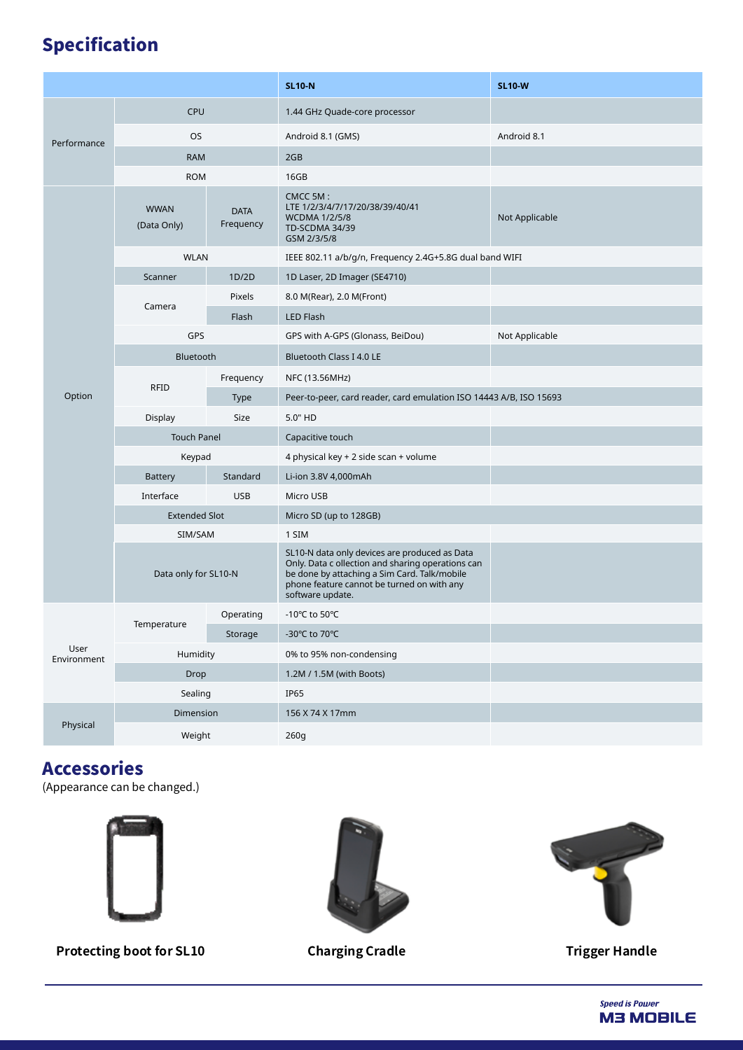## Specification

| | | | SL10-N | SL10-W |
|---|---|---|---|---|
| Performance | CPU | | 1.44 GHz Quade-core processor | |
| | OS | | Android 8.1 (GMS) | Android 8.1 |
| | RAM | | 2GB | |
| | ROM | | 16GB | |
| Option | WWAN (Data Only) | DATA Frequency | CMCC 5M : LTE 1/2/3/4/7/17/20/38/39/40/41 WCDMA 1/2/5/8 TD-SCDMA 34/39 GSM 2/3/5/8 | Not Applicable |
| | WLAN | | IEEE 802.11 a/b/g/n, Frequency 2.4G+5.8G dual band WIFI | |
| | Scanner | 1D/2D | 1D Laser, 2D Imager (SE4710) | |
| | Camera | Pixels | 8.0 M(Rear), 2.0 M(Front) | |
| | | Flash | LED Flash | |
| | GPS | | GPS with A-GPS (Glonass, BeiDou) | Not Applicable |
| | Bluetooth | | Bluetooth Class I 4.0 LE | |
| | RFID | Frequency | NFC (13.56MHz) | |
| | | Type | Peer-to-peer, card reader, card emulation ISO 14443 A/B, ISO 15693 | |
| | Display | Size | 5.0" HD | |
| | Touch Panel | | Capacitive touch | |
| | Keypad | | 4 physical key + 2 side scan + volume | |
| | Battery | Standard | Li-ion 3.8V 4,000mAh | |
| | Interface | USB | Micro USB | |
| | Extended Slot | | Micro SD (up to 128GB) | |
| | SIM/SAM | | 1 SIM | |
| | Data only for SL10-N | | SL10-N data only devices are produced as Data Only. Data c ollection and sharing operations can be done by attaching a Sim Card. Talk/mobile phone feature cannot be turned on with any software update. | |
| User Environment | Temperature | Operating | -10℃ to 50℃ | |
| | | Storage | -30℃ to 70℃ | |
| | Humidity | | 0% to 95% non-condensing | |
| | Drop | | 1.2M / 1.5M (with Boots) | |
| | Sealing | | IP65 | |
| Physical | Dimension | | 156 X 74 X 17mm | |
| | Weight | | 260g | |

## Accessories

(Appearance can be changed.)

**Protecting boot for SL10**

**Charging Cradle**

**Trigger Handle**